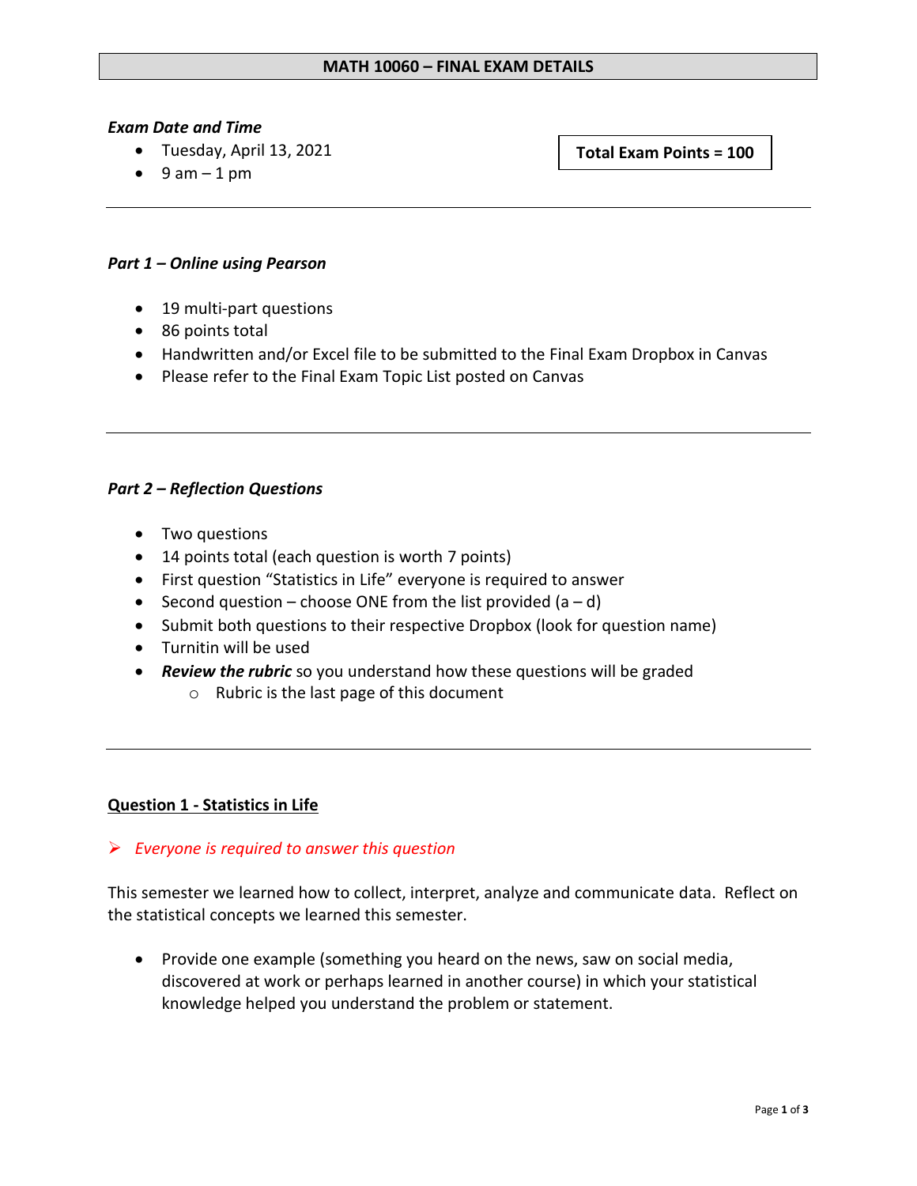# MATH 10060 – FINAL EXAM DETAILS

***Exam Date and Time***

- Tuesday, April 13, 2021
- 9 am – 1 pm

**Total Exam Points = 100**

---

***Part 1 – Online using Pearson***

- 19 multi-part questions
- 86 points total
- Handwritten and/or Excel file to be submitted to the Final Exam Dropbox in Canvas
- Please refer to the Final Exam Topic List posted on Canvas

---

***Part 2 – Reflection Questions***

- Two questions
- 14 points total (each question is worth 7 points)
- First question "Statistics in Life" everyone is required to answer
- Second question – choose ONE from the list provided (a – d)
- Submit both questions to their respective Dropbox (look for question name)
- Turnitin will be used
- ***Review the rubric*** so you understand how these questions will be graded
  - Rubric is the last page of this document

---

## Question 1 - Statistics in Life

➢ *Everyone is required to answer this question*

This semester we learned how to collect, interpret, analyze and communicate data. Reflect on the statistical concepts we learned this semester.

- Provide one example (something you heard on the news, saw on social media, discovered at work or perhaps learned in another course) in which your statistical knowledge helped you understand the problem or statement.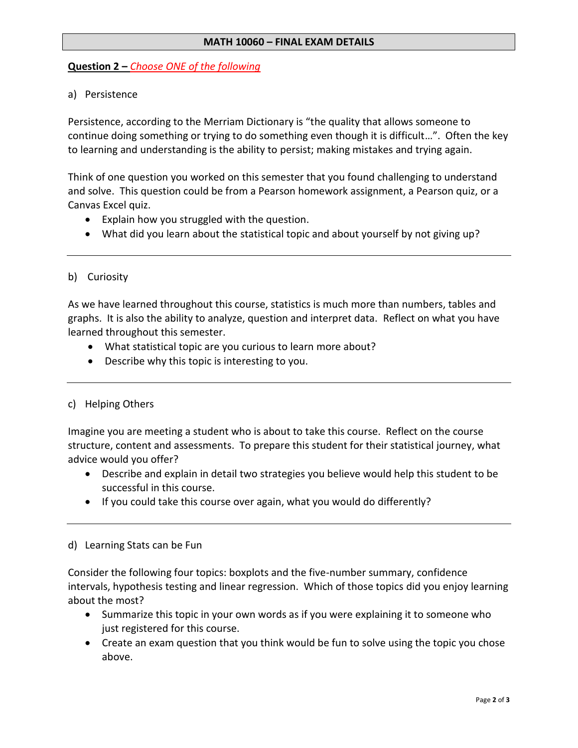## MATH 10060 – FINAL EXAM DETAILS

**Question 2 –** *Choose ONE of the following*

a) Persistence

Persistence, according to the Merriam Dictionary is "the quality that allows someone to continue doing something or trying to do something even though it is difficult…". Often the key to learning and understanding is the ability to persist; making mistakes and trying again.

Think of one question you worked on this semester that you found challenging to understand and solve. This question could be from a Pearson homework assignment, a Pearson quiz, or a Canvas Excel quiz.

- Explain how you struggled with the question.
- What did you learn about the statistical topic and about yourself by not giving up?

---

b) Curiosity

As we have learned throughout this course, statistics is much more than numbers, tables and graphs. It is also the ability to analyze, question and interpret data. Reflect on what you have learned throughout this semester.

- What statistical topic are you curious to learn more about?
- Describe why this topic is interesting to you.

---

c) Helping Others

Imagine you are meeting a student who is about to take this course. Reflect on the course structure, content and assessments. To prepare this student for their statistical journey, what advice would you offer?

- Describe and explain in detail two strategies you believe would help this student to be successful in this course.
- If you could take this course over again, what you would do differently?

---

d) Learning Stats can be Fun

Consider the following four topics: boxplots and the five-number summary, confidence intervals, hypothesis testing and linear regression. Which of those topics did you enjoy learning about the most?

- Summarize this topic in your own words as if you were explaining it to someone who just registered for this course.
- Create an exam question that you think would be fun to solve using the topic you chose above.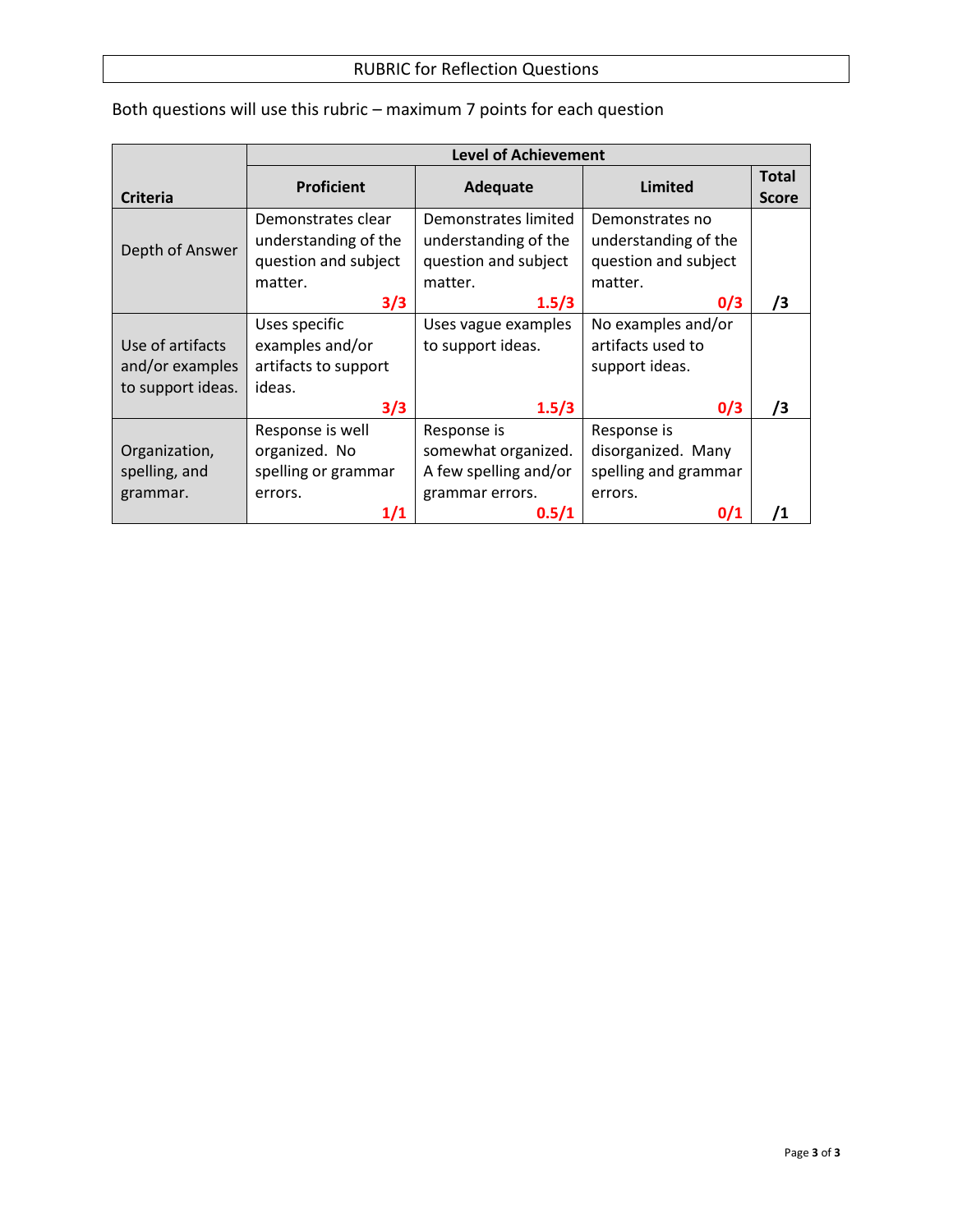# RUBRIC for Reflection Questions

Both questions will use this rubric – maximum 7 points for each question

| Criteria | Level of Achievement | | | |
|---|---|---|---|---|
| | **Proficient** | **Adequate** | **Limited** | **Total Score** |
| Depth of Answer | Demonstrates clear understanding of the question and subject matter. **3/3** | Demonstrates limited understanding of the question and subject matter. **1.5/3** | Demonstrates no understanding of the question and subject matter. **0/3** | **/3** |
| Use of artifacts and/or examples to support ideas. | Uses specific examples and/or artifacts to support ideas. **3/3** | Uses vague examples to support ideas. **1.5/3** | No examples and/or artifacts used to support ideas. **0/3** | **/3** |
| Organization, spelling, and grammar. | Response is well organized. No spelling or grammar errors. **1/1** | Response is somewhat organized. A few spelling and/or grammar errors. **0.5/1** | Response is disorganized. Many spelling and grammar errors. **0/1** | **/1** |